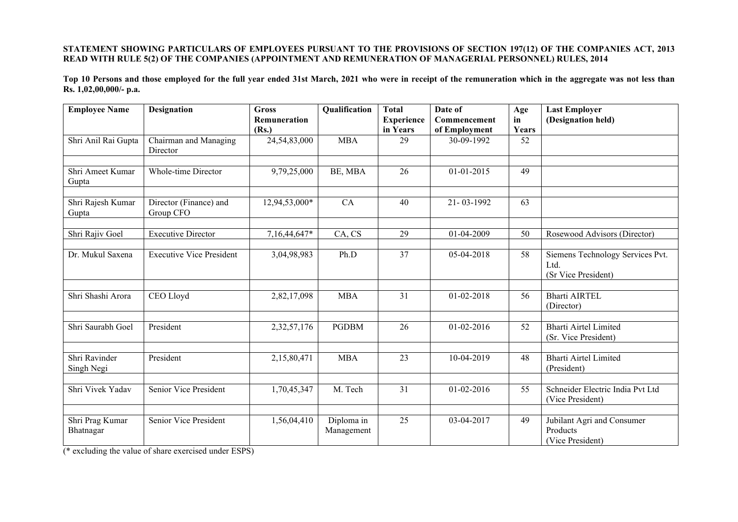**STATEMENT SHOWING PARTICULARS OF EMPLOYEES PURSUANT TO THE PROVISIONS OF SECTION 197(12) OF THE COMPANIES ACT, 2013 READ WITH RULE 5(2) OF THE COMPANIES (APPOINTMENT AND REMUNERATION OF MANAGERIAL PERSONNEL) RULES, 2014**

**Top 10 Persons and those employed for the full year ended 31st March, 2021 who were in receipt of the remuneration which in the aggregate was not less than Rs. 1,02,00,000/- p.a.**

| Employee Name | Designation | Gross Remuneration (Rs.) | Qualification | Total Experience in Years | Date of Commencement of Employment | Age in Years | Last Employer (Designation held) |
|---|---|---|---|---|---|---|---|
| Shri Anil Rai Gupta | Chairman and Managing Director | 24,54,83,000 | MBA | 29 | 30-09-1992 | 52 | |
| Shri Ameet Kumar Gupta | Whole-time Director | 9,79,25,000 | BE, MBA | 26 | 01-01-2015 | 49 | |
| Shri Rajesh Kumar Gupta | Director (Finance) and Group CFO | 12,94,53,000* | CA | 40 | 21- 03-1992 | 63 | |
| Shri Rajiv Goel | Executive Director | 7,16,44,647* | CA, CS | 29 | 01-04-2009 | 50 | Rosewood Advisors (Director) |
| Dr. Mukul Saxena | Executive Vice President | 3,04,98,983 | Ph.D | 37 | 05-04-2018 | 58 | Siemens Technology Services Pvt. Ltd. (Sr Vice President) |
| Shri Shashi Arora | CEO Lloyd | 2,82,17,098 | MBA | 31 | 01-02-2018 | 56 | Bharti AIRTEL (Director) |
| Shri Saurabh Goel | President | 2,32,57,176 | PGDBM | 26 | 01-02-2016 | 52 | Bharti Airtel Limited (Sr. Vice President) |
| Shri Ravinder Singh Negi | President | 2,15,80,471 | MBA | 23 | 10-04-2019 | 48 | Bharti Airtel Limited (President) |
| Shri Vivek Yadav | Senior Vice President | 1,70,45,347 | M. Tech | 31 | 01-02-2016 | 55 | Schneider Electric India Pvt Ltd (Vice President) |
| Shri Prag Kumar Bhatnagar | Senior Vice President | 1,56,04,410 | Diploma in Management | 25 | 03-04-2017 | 49 | Jubilant Agri and Consumer Products (Vice President) |

(* excluding the value of share exercised under ESPS)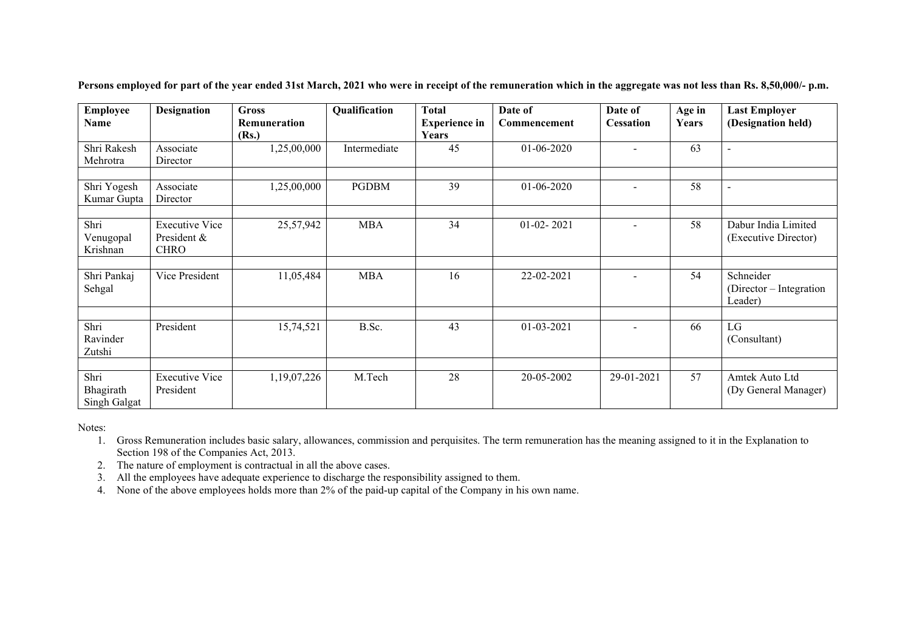**Persons employed for part of the year ended 31st March, 2021 who were in receipt of the remuneration which in the aggregate was not less than Rs. 8,50,000/- p.m.**

| Employee Name | Designation | Gross Remuneration (Rs.) | Qualification | Total Experience in Years | Date of Commencement | Date of Cessation | Age in Years | Last Employer (Designation held) |
|---|---|---|---|---|---|---|---|---|
| Shri Rakesh Mehrotra | Associate Director | 1,25,00,000 | Intermediate | 45 | 01-06-2020 | - | 63 | - |
| Shri Yogesh Kumar Gupta | Associate Director | 1,25,00,000 | PGDBM | 39 | 01-06-2020 | - | 58 | - |
| Shri Venugopal Krishnan | Executive Vice President & CHRO | 25,57,942 | MBA | 34 | 01-02- 2021 | - | 58 | Dabur India Limited (Executive Director) |
| Shri Pankaj Sehgal | Vice President | 11,05,484 | MBA | 16 | 22-02-2021 | - | 54 | Schneider (Director – Integration Leader) |
| Shri Ravinder Zutshi | President | 15,74,521 | B.Sc. | 43 | 01-03-2021 | - | 66 | LG (Consultant) |
| Shri Bhagirath Singh Galgat | Executive Vice President | 1,19,07,226 | M.Tech | 28 | 20-05-2002 | 29-01-2021 | 57 | Amtek Auto Ltd (Dy General Manager) |

Notes:

1. Gross Remuneration includes basic salary, allowances, commission and perquisites. The term remuneration has the meaning assigned to it in the Explanation to Section 198 of the Companies Act, 2013.
2. The nature of employment is contractual in all the above cases.
3. All the employees have adequate experience to discharge the responsibility assigned to them.
4. None of the above employees holds more than 2% of the paid-up capital of the Company in his own name.